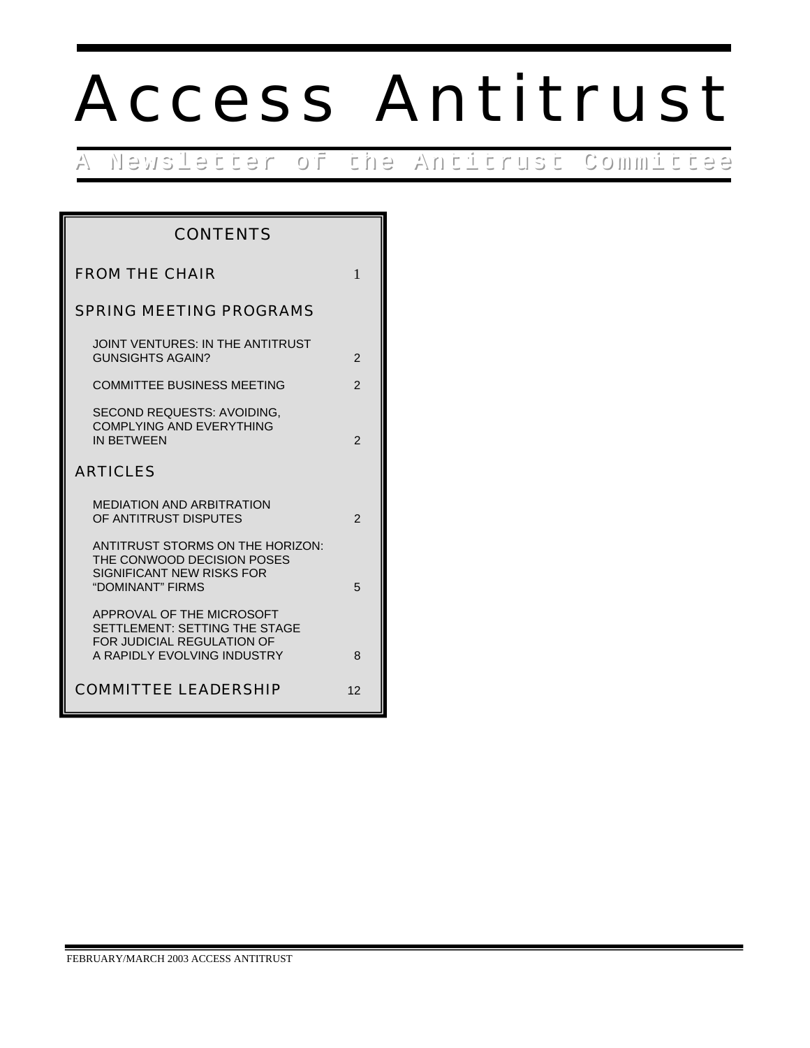# Access Antitrust

## A Newsletter of the Antitrust Committee

## CONTENTS

| | |
|---|---|
| FROM THE CHAIR | 1 |
| **SPRING MEETING PROGRAMS** | |
| JOINT VENTURES: IN THE ANTITRUST GUNSIGHTS AGAIN? | 2 |
| COMMITTEE BUSINESS MEETING | 2 |
| SECOND REQUESTS: AVOIDING, COMPLYING AND EVERYTHING IN BETWEEN | 2 |
| **ARTICLES** | |
| MEDIATION AND ARBITRATION OF ANTITRUST DISPUTES | 2 |
| ANTITRUST STORMS ON THE HORIZON: THE CONWOOD DECISION POSES SIGNIFICANT NEW RISKS FOR "DOMINANT" FIRMS | 5 |
| APPROVAL OF THE MICROSOFT SETTLEMENT: SETTING THE STAGE FOR JUDICIAL REGULATION OF A RAPIDLY EVOLVING INDUSTRY | 8 |
| COMMITTEE LEADERSHIP | 12 |

FEBRUARY/MARCH 2003 ACCESS ANTITRUST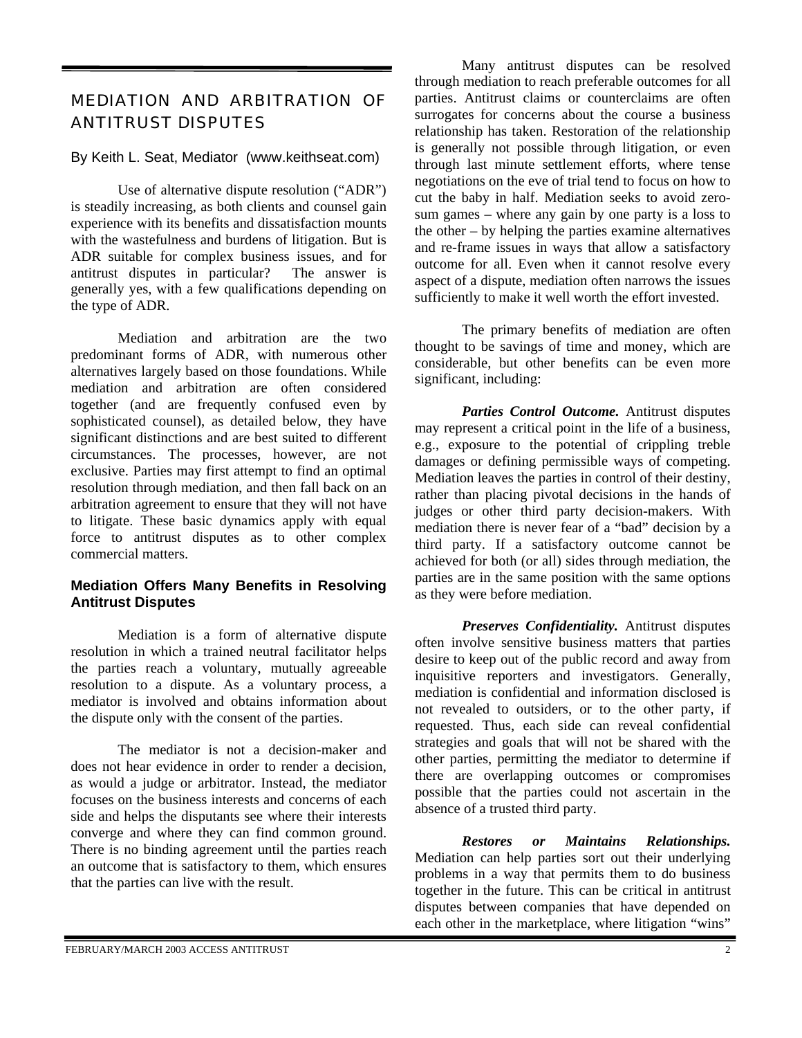## MEDIATION AND ARBITRATION OF ANTITRUST DISPUTES

By Keith L. Seat, Mediator (www.keithseat.com)

Use of alternative dispute resolution ("ADR") is steadily increasing, as both clients and counsel gain experience with its benefits and dissatisfaction mounts with the wastefulness and burdens of litigation. But is ADR suitable for complex business issues, and for antitrust disputes in particular? The answer is generally yes, with a few qualifications depending on the type of ADR.

Mediation and arbitration are the two predominant forms of ADR, with numerous other alternatives largely based on those foundations. While mediation and arbitration are often considered together (and are frequently confused even by sophisticated counsel), as detailed below, they have significant distinctions and are best suited to different circumstances. The processes, however, are not exclusive. Parties may first attempt to find an optimal resolution through mediation, and then fall back on an arbitration agreement to ensure that they will not have to litigate. These basic dynamics apply with equal force to antitrust disputes as to other complex commercial matters.

### Mediation Offers Many Benefits in Resolving Antitrust Disputes

Mediation is a form of alternative dispute resolution in which a trained neutral facilitator helps the parties reach a voluntary, mutually agreeable resolution to a dispute. As a voluntary process, a mediator is involved and obtains information about the dispute only with the consent of the parties.

The mediator is not a decision-maker and does not hear evidence in order to render a decision, as would a judge or arbitrator. Instead, the mediator focuses on the business interests and concerns of each side and helps the disputants see where their interests converge and where they can find common ground. There is no binding agreement until the parties reach an outcome that is satisfactory to them, which ensures that the parties can live with the result.

Many antitrust disputes can be resolved through mediation to reach preferable outcomes for all parties. Antitrust claims or counterclaims are often surrogates for concerns about the course a business relationship has taken. Restoration of the relationship is generally not possible through litigation, or even through last minute settlement efforts, where tense negotiations on the eve of trial tend to focus on how to cut the baby in half. Mediation seeks to avoid zero-sum games – where any gain by one party is a loss to the other – by helping the parties examine alternatives and re-frame issues in ways that allow a satisfactory outcome for all. Even when it cannot resolve every aspect of a dispute, mediation often narrows the issues sufficiently to make it well worth the effort invested.

The primary benefits of mediation are often thought to be savings of time and money, which are considerable, but other benefits can be even more significant, including:

***Parties Control Outcome.*** Antitrust disputes may represent a critical point in the life of a business, e.g., exposure to the potential of crippling treble damages or defining permissible ways of competing. Mediation leaves the parties in control of their destiny, rather than placing pivotal decisions in the hands of judges or other third party decision-makers. With mediation there is never fear of a "bad" decision by a third party. If a satisfactory outcome cannot be achieved for both (or all) sides through mediation, the parties are in the same position with the same options as they were before mediation.

***Preserves Confidentiality.*** Antitrust disputes often involve sensitive business matters that parties desire to keep out of the public record and away from inquisitive reporters and investigators. Generally, mediation is confidential and information disclosed is not revealed to outsiders, or to the other party, if requested. Thus, each side can reveal confidential strategies and goals that will not be shared with the other parties, permitting the mediator to determine if there are overlapping outcomes or compromises possible that the parties could not ascertain in the absence of a trusted third party.

***Restores or Maintains Relationships.*** Mediation can help parties sort out their underlying problems in a way that permits them to do business together in the future. This can be critical in antitrust disputes between companies that have depended on each other in the marketplace, where litigation "wins"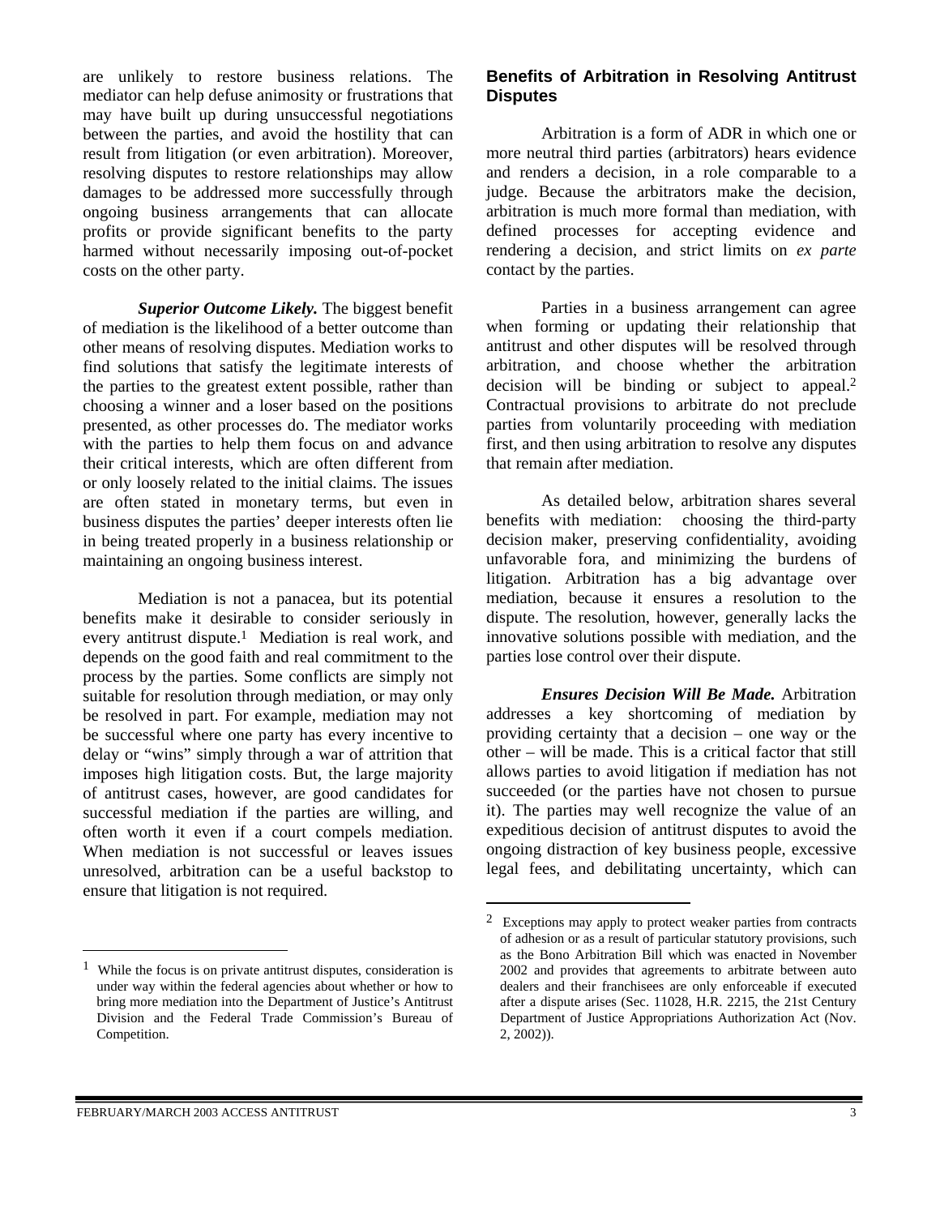are unlikely to restore business relations. The mediator can help defuse animosity or frustrations that may have built up during unsuccessful negotiations between the parties, and avoid the hostility that can result from litigation (or even arbitration). Moreover, resolving disputes to restore relationships may allow damages to be addressed more successfully through ongoing business arrangements that can allocate profits or provide significant benefits to the party harmed without necessarily imposing out-of-pocket costs on the other party.

***Superior Outcome Likely.*** The biggest benefit of mediation is the likelihood of a better outcome than other means of resolving disputes. Mediation works to find solutions that satisfy the legitimate interests of the parties to the greatest extent possible, rather than choosing a winner and a loser based on the positions presented, as other processes do. The mediator works with the parties to help them focus on and advance their critical interests, which are often different from or only loosely related to the initial claims. The issues are often stated in monetary terms, but even in business disputes the parties' deeper interests often lie in being treated properly in a business relationship or maintaining an ongoing business interest.

Mediation is not a panacea, but its potential benefits make it desirable to consider seriously in every antitrust dispute.[1] Mediation is real work, and depends on the good faith and real commitment to the process by the parties. Some conflicts are simply not suitable for resolution through mediation, or may only be resolved in part. For example, mediation may not be successful where one party has every incentive to delay or "wins" simply through a war of attrition that imposes high litigation costs. But, the large majority of antitrust cases, however, are good candidates for successful mediation if the parties are willing, and often worth it even if a court compels mediation. When mediation is not successful or leaves issues unresolved, arbitration can be a useful backstop to ensure that litigation is not required.

[1] While the focus is on private antitrust disputes, consideration is under way within the federal agencies about whether or how to bring more mediation into the Department of Justice's Antitrust Division and the Federal Trade Commission's Bureau of Competition.

## Benefits of Arbitration in Resolving Antitrust Disputes

Arbitration is a form of ADR in which one or more neutral third parties (arbitrators) hears evidence and renders a decision, in a role comparable to a judge. Because the arbitrators make the decision, arbitration is much more formal than mediation, with defined processes for accepting evidence and rendering a decision, and strict limits on *ex parte* contact by the parties.

Parties in a business arrangement can agree when forming or updating their relationship that antitrust and other disputes will be resolved through arbitration, and choose whether the arbitration decision will be binding or subject to appeal.[2] Contractual provisions to arbitrate do not preclude parties from voluntarily proceeding with mediation first, and then using arbitration to resolve any disputes that remain after mediation.

As detailed below, arbitration shares several benefits with mediation: choosing the third-party decision maker, preserving confidentiality, avoiding unfavorable fora, and minimizing the burdens of litigation. Arbitration has a big advantage over mediation, because it ensures a resolution to the dispute. The resolution, however, generally lacks the innovative solutions possible with mediation, and the parties lose control over their dispute.

***Ensures Decision Will Be Made.*** Arbitration addresses a key shortcoming of mediation by providing certainty that a decision – one way or the other – will be made. This is a critical factor that still allows parties to avoid litigation if mediation has not succeeded (or the parties have not chosen to pursue it). The parties may well recognize the value of an expeditious decision of antitrust disputes to avoid the ongoing distraction of key business people, excessive legal fees, and debilitating uncertainty, which can

[2] Exceptions may apply to protect weaker parties from contracts of adhesion or as a result of particular statutory provisions, such as the Bono Arbitration Bill which was enacted in November 2002 and provides that agreements to arbitrate between auto dealers and their franchisees are only enforceable if executed after a dispute arises (Sec. 11028, H.R. 2215, the 21st Century Department of Justice Appropriations Authorization Act (Nov. 2, 2002)).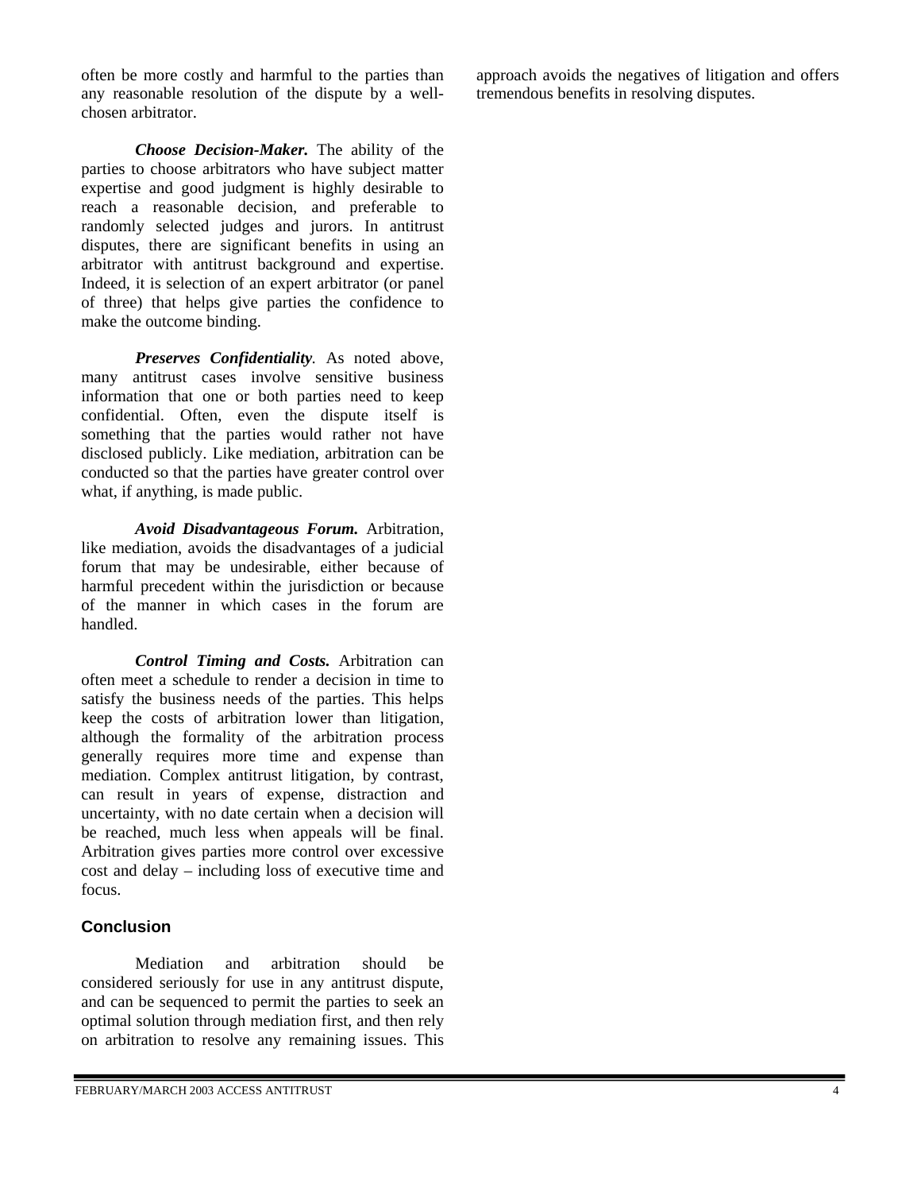often be more costly and harmful to the parties than any reasonable resolution of the dispute by a well-chosen arbitrator.

***Choose Decision-Maker.*** The ability of the parties to choose arbitrators who have subject matter expertise and good judgment is highly desirable to reach a reasonable decision, and preferable to randomly selected judges and jurors. In antitrust disputes, there are significant benefits in using an arbitrator with antitrust background and expertise. Indeed, it is selection of an expert arbitrator (or panel of three) that helps give parties the confidence to make the outcome binding.

***Preserves Confidentiality.*** As noted above, many antitrust cases involve sensitive business information that one or both parties need to keep confidential. Often, even the dispute itself is something that the parties would rather not have disclosed publicly. Like mediation, arbitration can be conducted so that the parties have greater control over what, if anything, is made public.

***Avoid Disadvantageous Forum.*** Arbitration, like mediation, avoids the disadvantages of a judicial forum that may be undesirable, either because of harmful precedent within the jurisdiction or because of the manner in which cases in the forum are handled.

***Control Timing and Costs.*** Arbitration can often meet a schedule to render a decision in time to satisfy the business needs of the parties. This helps keep the costs of arbitration lower than litigation, although the formality of the arbitration process generally requires more time and expense than mediation. Complex antitrust litigation, by contrast, can result in years of expense, distraction and uncertainty, with no date certain when a decision will be reached, much less when appeals will be final. Arbitration gives parties more control over excessive cost and delay – including loss of executive time and focus.

## Conclusion

Mediation and arbitration should be considered seriously for use in any antitrust dispute, and can be sequenced to permit the parties to seek an optimal solution through mediation first, and then rely on arbitration to resolve any remaining issues. This approach avoids the negatives of litigation and offers tremendous benefits in resolving disputes.